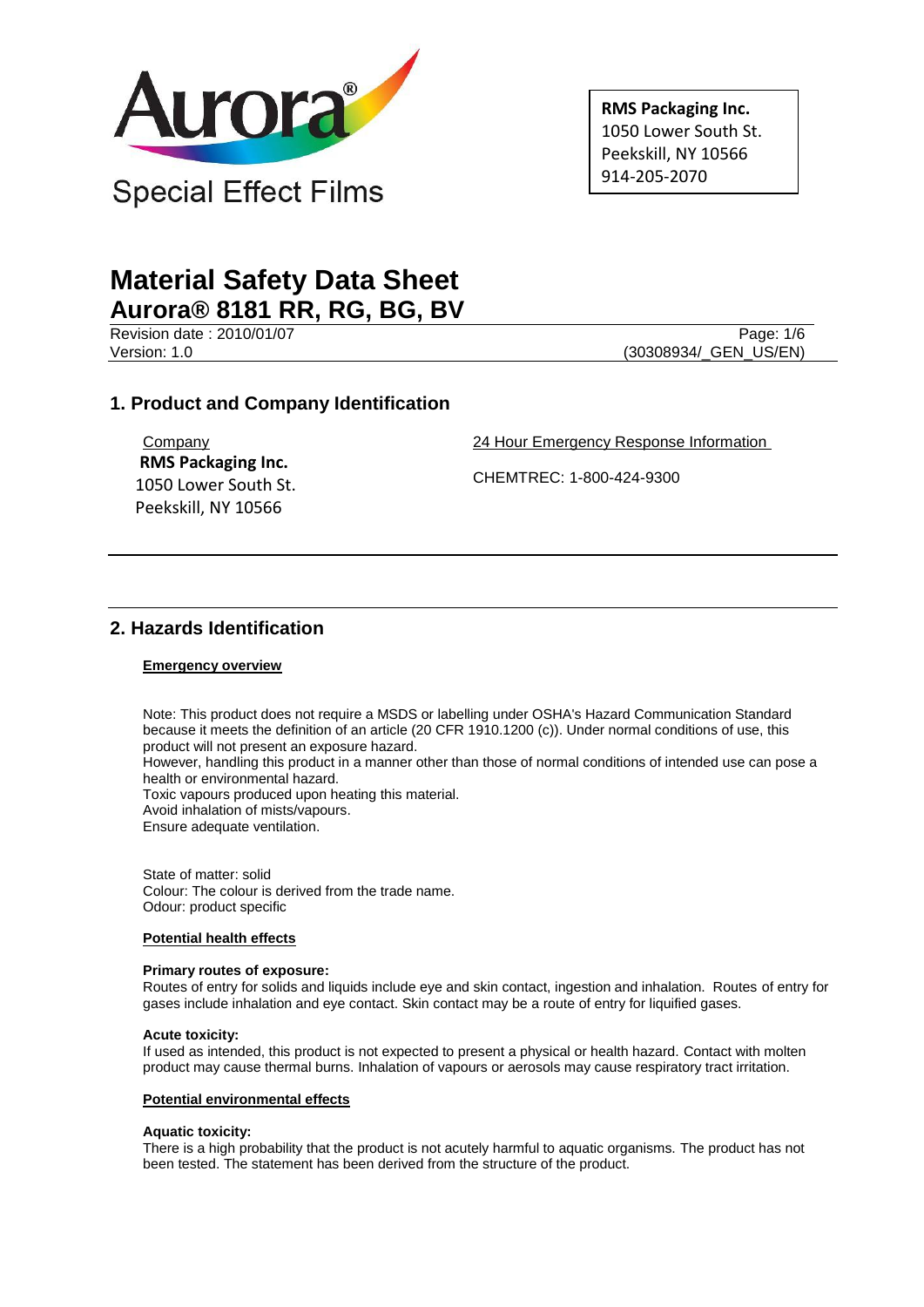Aurora®

Special Effect Films

**RMS Packaging Inc.**
1050 Lower South St.
Peekskill, NY 10566
914-205-2070

# Material Safety Data Sheet

## Aurora® 8181 RR, RG, BG, BV

Revision date : 2010/01/07
Version: 1.0
(30308934/_GEN_US/EN)

## 1. Product and Company Identification

Company
**RMS Packaging Inc.**
1050 Lower South St.
Peekskill, NY 10566

24 Hour Emergency Response Information

CHEMTREC: 1-800-424-9300

## 2. Hazards Identification

**Emergency overview**

Note: This product does not require a MSDS or labelling under OSHA's Hazard Communication Standard because it meets the definition of an article (20 CFR 1910.1200 (c)). Under normal conditions of use, this product will not present an exposure hazard.
However, handling this product in a manner other than those of normal conditions of intended use can pose a health or environmental hazard.
Toxic vapours produced upon heating this material.
Avoid inhalation of mists/vapours.
Ensure adequate ventilation.

State of matter: solid
Colour: The colour is derived from the trade name.
Odour: product specific

**Potential health effects**

**Primary routes of exposure:**
Routes of entry for solids and liquids include eye and skin contact, ingestion and inhalation. Routes of entry for gases include inhalation and eye contact. Skin contact may be a route of entry for liquified gases.

**Acute toxicity:**
If used as intended, this product is not expected to present a physical or health hazard. Contact with molten product may cause thermal burns. Inhalation of vapours or aerosols may cause respiratory tract irritation.

**Potential environmental effects**

**Aquatic toxicity:**
There is a high probability that the product is not acutely harmful to aquatic organisms. The product has not been tested. The statement has been derived from the structure of the product.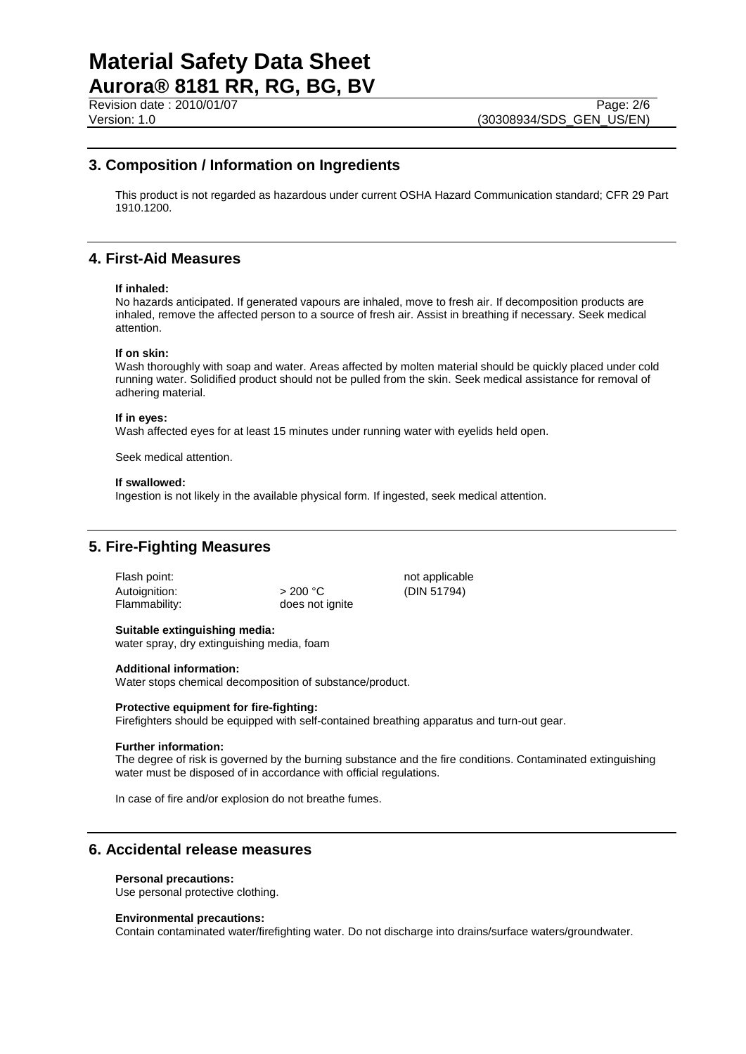## 3. Composition / Information on Ingredients

This product is not regarded as hazardous under current OSHA Hazard Communication standard; CFR 29 Part 1910.1200.

## 4. First-Aid Measures

**If inhaled:**
No hazards anticipated. If generated vapours are inhaled, move to fresh air. If decomposition products are inhaled, remove the affected person to a source of fresh air. Assist in breathing if necessary. Seek medical attention.

**If on skin:**
Wash thoroughly with soap and water. Areas affected by molten material should be quickly placed under cold running water. Solidified product should not be pulled from the skin. Seek medical assistance for removal of adhering material.

**If in eyes:**
Wash affected eyes for at least 15 minutes under running water with eyelids held open.

Seek medical attention.

**If swallowed:**
Ingestion is not likely in the available physical form. If ingested, seek medical attention.

## 5. Fire-Fighting Measures

| | | |
|---|---|---|
| Flash point: | | not applicable |
| Autoignition: | > 200 °C | (DIN 51794) |
| Flammability: | does not ignite | |

**Suitable extinguishing media:**
water spray, dry extinguishing media, foam

**Additional information:**
Water stops chemical decomposition of substance/product.

**Protective equipment for fire-fighting:**
Firefighters should be equipped with self-contained breathing apparatus and turn-out gear.

**Further information:**
The degree of risk is governed by the burning substance and the fire conditions. Contaminated extinguishing water must be disposed of in accordance with official regulations.

In case of fire and/or explosion do not breathe fumes.

## 6. Accidental release measures

**Personal precautions:**
Use personal protective clothing.

**Environmental precautions:**
Contain contaminated water/firefighting water. Do not discharge into drains/surface waters/groundwater.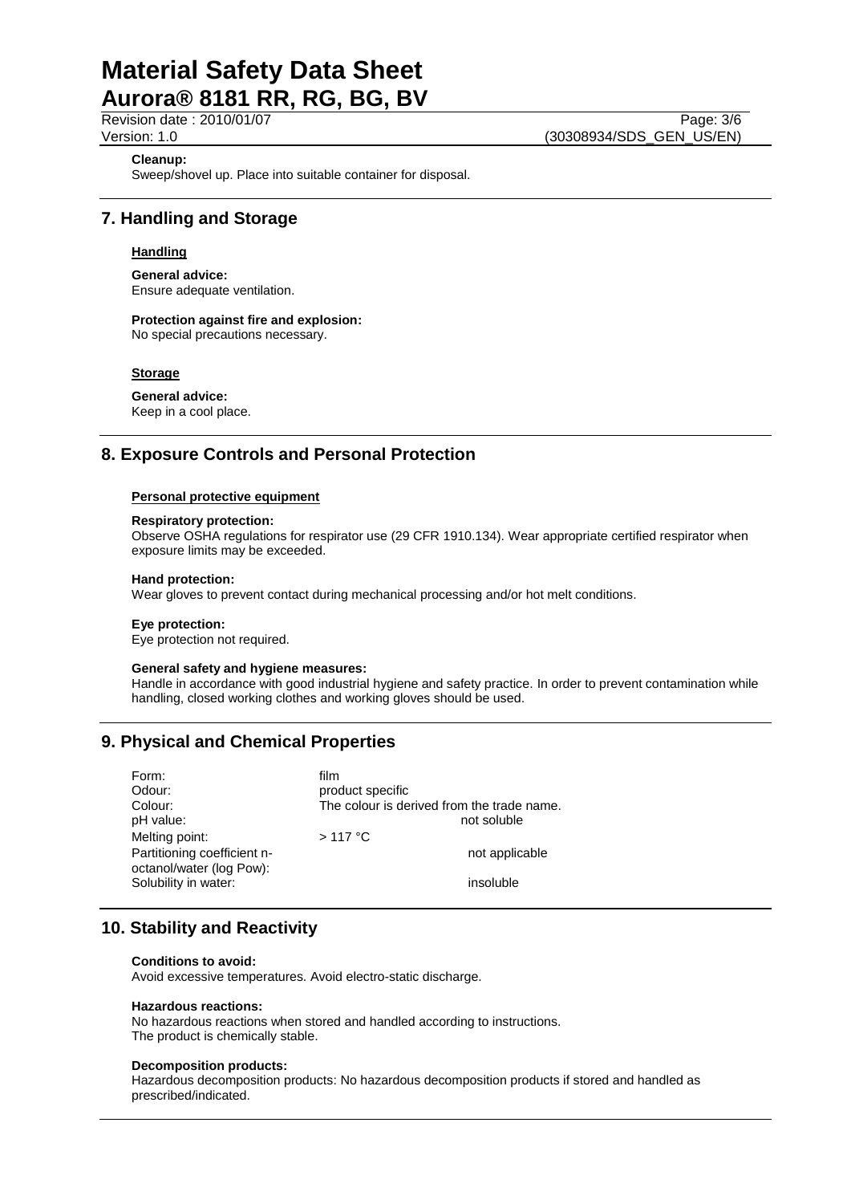**Cleanup:**
Sweep/shovel up. Place into suitable container for disposal.

## 7. Handling and Storage

### Handling

**General advice:**
Ensure adequate ventilation.

**Protection against fire and explosion:**
No special precautions necessary.

### Storage

**General advice:**
Keep in a cool place.

## 8. Exposure Controls and Personal Protection

### Personal protective equipment

**Respiratory protection:**
Observe OSHA regulations for respirator use (29 CFR 1910.134). Wear appropriate certified respirator when exposure limits may be exceeded.

**Hand protection:**
Wear gloves to prevent contact during mechanical processing and/or hot melt conditions.

**Eye protection:**
Eye protection not required.

**General safety and hygiene measures:**
Handle in accordance with good industrial hygiene and safety practice. In order to prevent contamination while handling, closed working clothes and working gloves should be used.

## 9. Physical and Chemical Properties

| | |
|---|---|
| Form: | film |
| Odour: | product specific |
| Colour: | The colour is derived from the trade name. |
| pH value: | not soluble |
| Melting point: | > 117 °C |
| Partitioning coefficient n-octanol/water (log Pow): | not applicable |
| Solubility in water: | insoluble |

## 10. Stability and Reactivity

**Conditions to avoid:**
Avoid excessive temperatures. Avoid electro-static discharge.

**Hazardous reactions:**
No hazardous reactions when stored and handled according to instructions.
The product is chemically stable.

**Decomposition products:**
Hazardous decomposition products: No hazardous decomposition products if stored and handled as prescribed/indicated.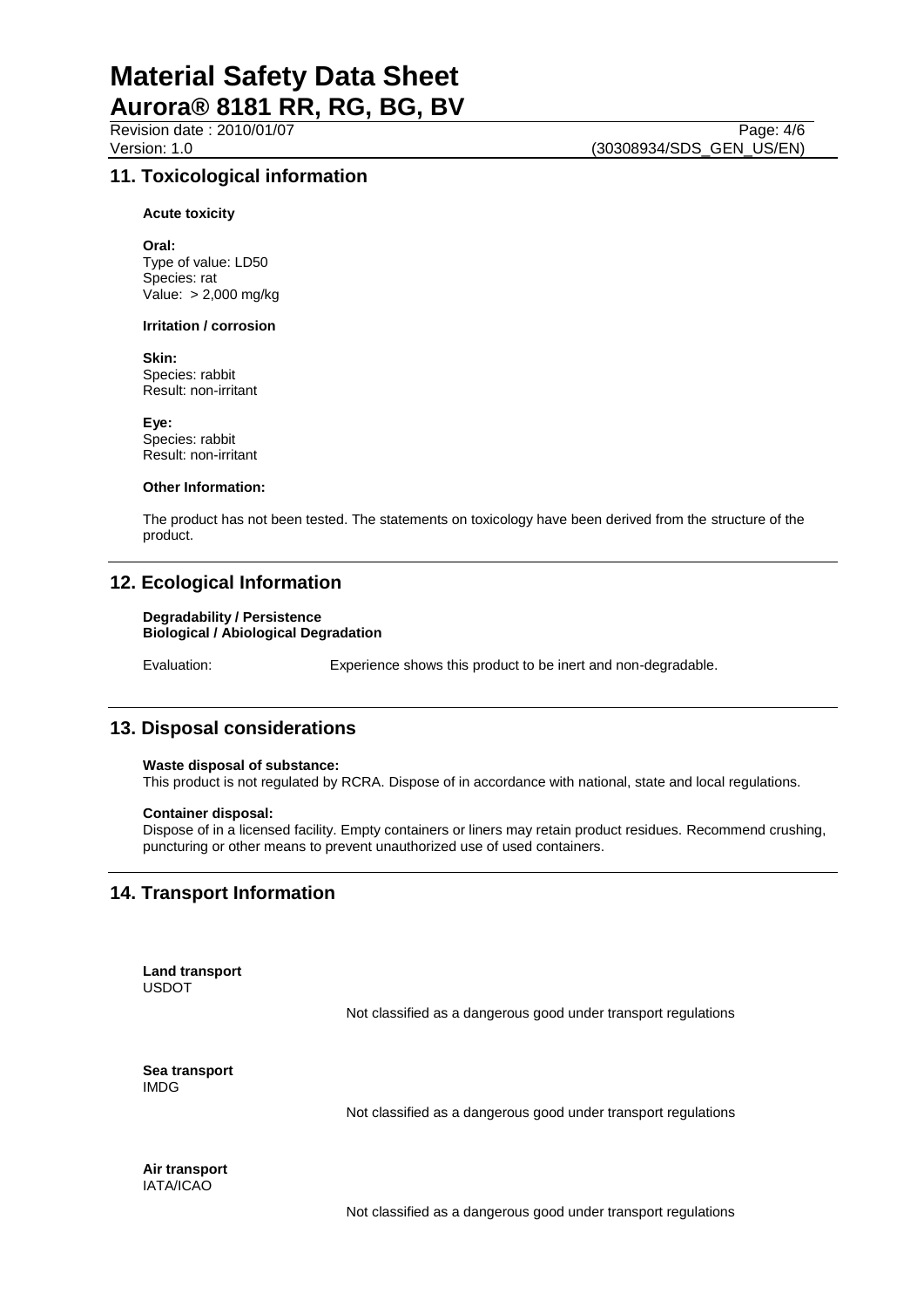## 11. Toxicological information

**Acute toxicity**

**Oral:**
Type of value: LD50
Species: rat
Value: > 2,000 mg/kg

**Irritation / corrosion**

**Skin:**
Species: rabbit
Result: non-irritant

**Eye:**
Species: rabbit
Result: non-irritant

**Other Information:**

The product has not been tested. The statements on toxicology have been derived from the structure of the product.

## 12. Ecological Information

**Degradability / Persistence**
**Biological / Abiological Degradation**

Evaluation: Experience shows this product to be inert and non-degradable.

## 13. Disposal considerations

**Waste disposal of substance:**
This product is not regulated by RCRA. Dispose of in accordance with national, state and local regulations.

**Container disposal:**
Dispose of in a licensed facility. Empty containers or liners may retain product residues. Recommend crushing, puncturing or other means to prevent unauthorized use of used containers.

## 14. Transport Information

**Land transport**
USDOT

Not classified as a dangerous good under transport regulations

**Sea transport**
IMDG

Not classified as a dangerous good under transport regulations

**Air transport**
IATA/ICAO

Not classified as a dangerous good under transport regulations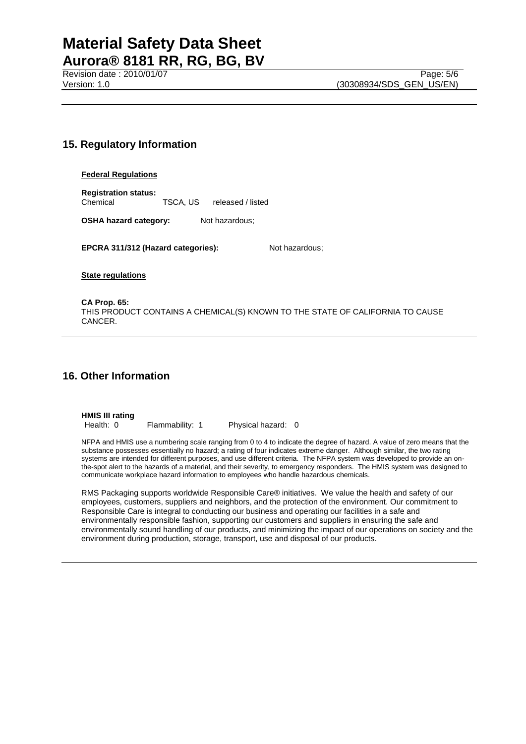## 15. Regulatory Information

**Federal Regulations**

**Registration status:**
Chemical TSCA, US released / listed

**OSHA hazard category:** Not hazardous;

**EPCRA 311/312 (Hazard categories):** Not hazardous;

**State regulations**

**CA Prop. 65:**
THIS PRODUCT CONTAINS A CHEMICAL(S) KNOWN TO THE STATE OF CALIFORNIA TO CAUSE CANCER.

## 16. Other Information

**HMIS III rating**
Health: 0 Flammability: 1 Physical hazard: 0

NFPA and HMIS use a numbering scale ranging from 0 to 4 to indicate the degree of hazard. A value of zero means that the substance possesses essentially no hazard; a rating of four indicates extreme danger. Although similar, the two rating systems are intended for different purposes, and use different criteria. The NFPA system was developed to provide an on-the-spot alert to the hazards of a material, and their severity, to emergency responders. The HMIS system was designed to communicate workplace hazard information to employees who handle hazardous chemicals.

RMS Packaging supports worldwide Responsible Care® initiatives. We value the health and safety of our employees, customers, suppliers and neighbors, and the protection of the environment. Our commitment to Responsible Care is integral to conducting our business and operating our facilities in a safe and environmentally responsible fashion, supporting our customers and suppliers in ensuring the safe and environmentally sound handling of our products, and minimizing the impact of our operations on society and the environment during production, storage, transport, use and disposal of our products.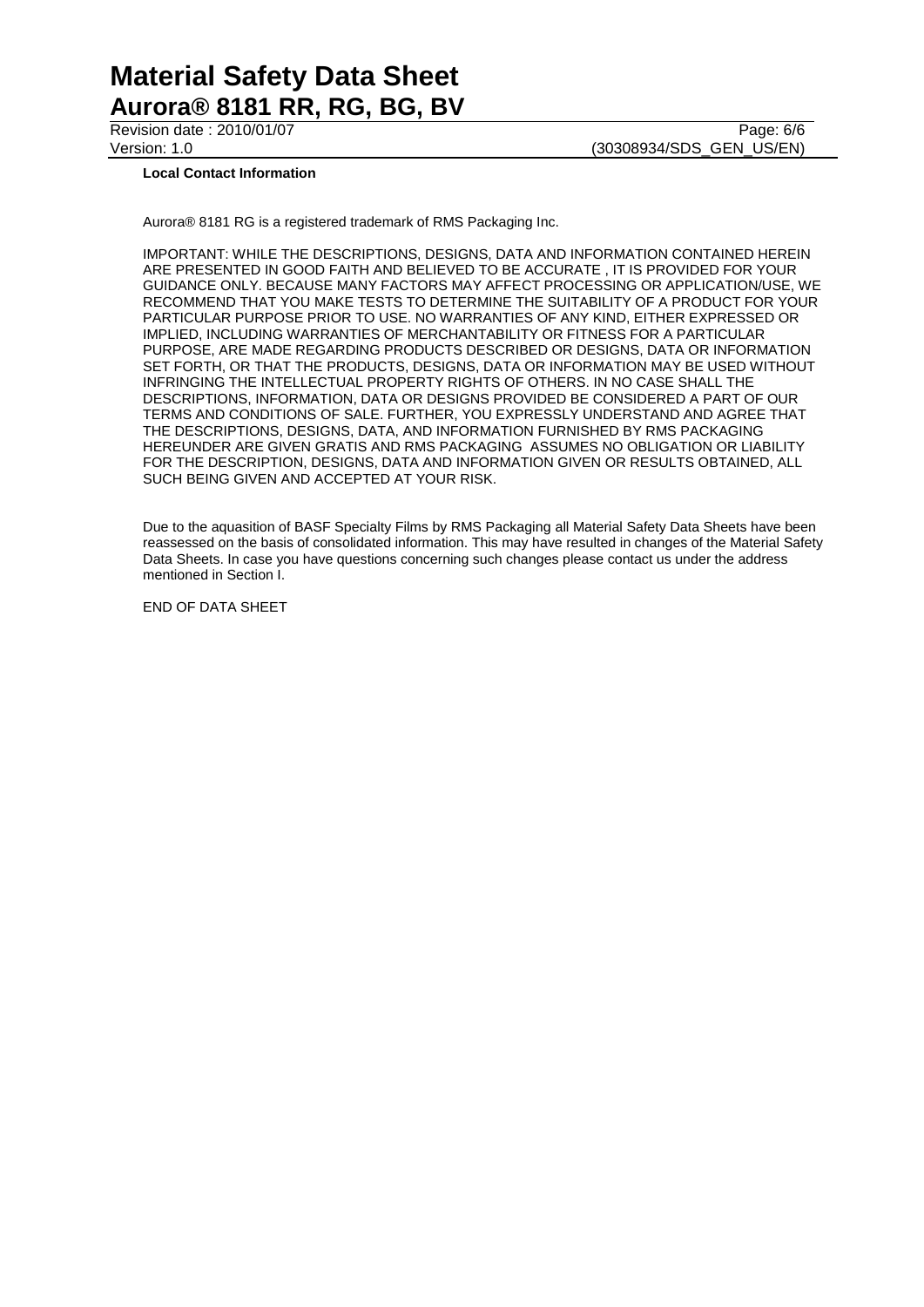**Local Contact Information**

Aurora® 8181 RG is a registered trademark of RMS Packaging Inc.

IMPORTANT: WHILE THE DESCRIPTIONS, DESIGNS, DATA AND INFORMATION CONTAINED HEREIN ARE PRESENTED IN GOOD FAITH AND BELIEVED TO BE ACCURATE , IT IS PROVIDED FOR YOUR GUIDANCE ONLY. BECAUSE MANY FACTORS MAY AFFECT PROCESSING OR APPLICATION/USE, WE RECOMMEND THAT YOU MAKE TESTS TO DETERMINE THE SUITABILITY OF A PRODUCT FOR YOUR PARTICULAR PURPOSE PRIOR TO USE. NO WARRANTIES OF ANY KIND, EITHER EXPRESSED OR IMPLIED, INCLUDING WARRANTIES OF MERCHANTABILITY OR FITNESS FOR A PARTICULAR PURPOSE, ARE MADE REGARDING PRODUCTS DESCRIBED OR DESIGNS, DATA OR INFORMATION SET FORTH, OR THAT THE PRODUCTS, DESIGNS, DATA OR INFORMATION MAY BE USED WITHOUT INFRINGING THE INTELLECTUAL PROPERTY RIGHTS OF OTHERS. IN NO CASE SHALL THE DESCRIPTIONS, INFORMATION, DATA OR DESIGNS PROVIDED BE CONSIDERED A PART OF OUR TERMS AND CONDITIONS OF SALE. FURTHER, YOU EXPRESSLY UNDERSTAND AND AGREE THAT THE DESCRIPTIONS, DESIGNS, DATA, AND INFORMATION FURNISHED BY RMS PACKAGING HEREUNDER ARE GIVEN GRATIS AND RMS PACKAGING ASSUMES NO OBLIGATION OR LIABILITY FOR THE DESCRIPTION, DESIGNS, DATA AND INFORMATION GIVEN OR RESULTS OBTAINED, ALL SUCH BEING GIVEN AND ACCEPTED AT YOUR RISK.

Due to the aquasition of BASF Specialty Films by RMS Packaging all Material Safety Data Sheets have been reassessed on the basis of consolidated information. This may have resulted in changes of the Material Safety Data Sheets. In case you have questions concerning such changes please contact us under the address mentioned in Section I.

END OF DATA SHEET